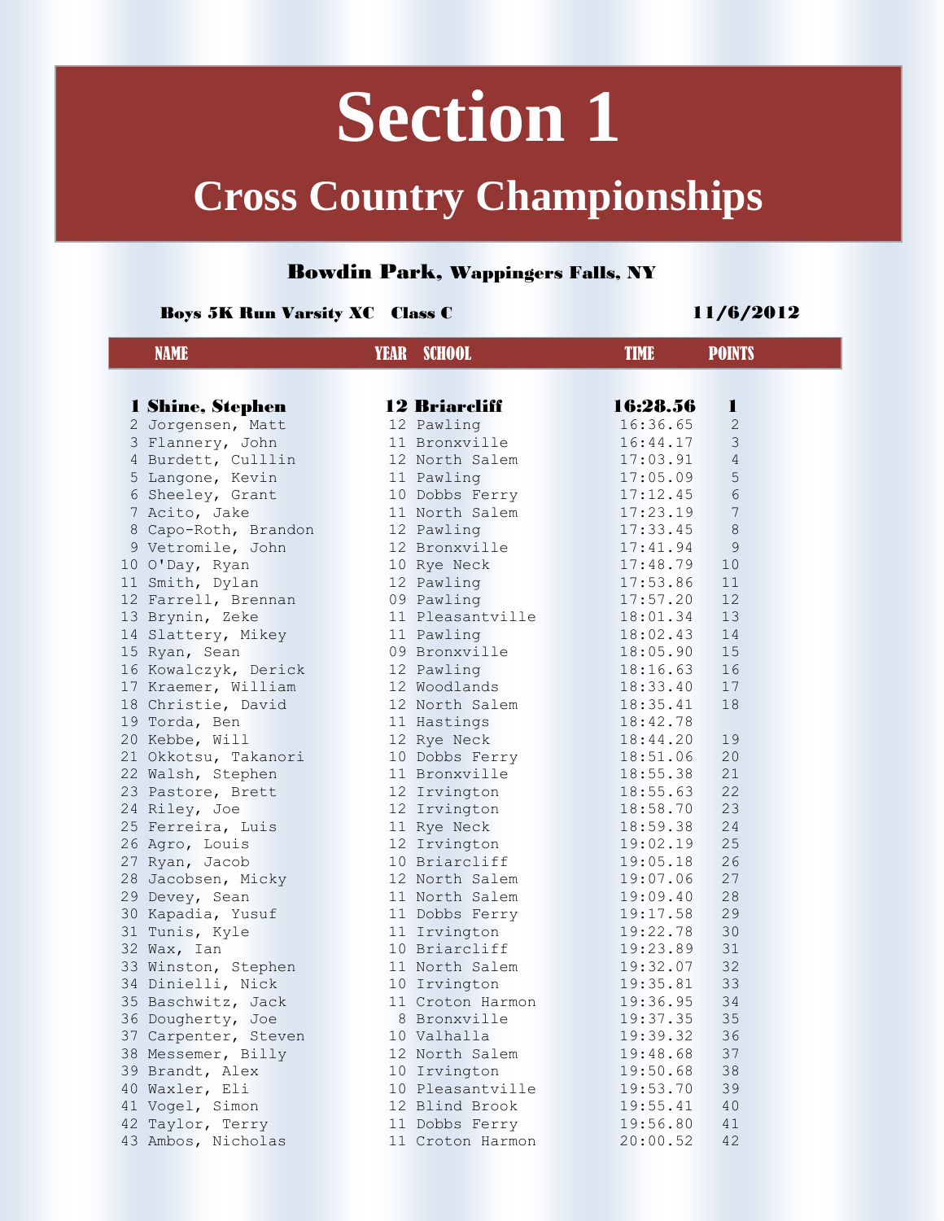# Section 1

## Cross Country Championships

### Bowdin Park, Wappingers Falls, NY

**Boys 5K Run Varsity XC Class C** — **11/6/2012**

| | NAME | YEAR | SCHOOL | TIME | POINTS |
|---|---|---|---|---|---|
| **1** | **Shine, Stephen** | **12** | **Briarcliff** | **16:28.56** | **1** |
| 2 | Jorgensen, Matt | 12 | Pawling | 16:36.65 | 2 |
| 3 | Flannery, John | 11 | Bronxville | 16:44.17 | 3 |
| 4 | Burdett, Culllin | 12 | North Salem | 17:03.91 | 4 |
| 5 | Langone, Kevin | 11 | Pawling | 17:05.09 | 5 |
| 6 | Sheeley, Grant | 10 | Dobbs Ferry | 17:12.45 | 6 |
| 7 | Acito, Jake | 11 | North Salem | 17:23.19 | 7 |
| 8 | Capo-Roth, Brandon | 12 | Pawling | 17:33.45 | 8 |
| 9 | Vetromile, John | 12 | Bronxville | 17:41.94 | 9 |
| 10 | O'Day, Ryan | 10 | Rye Neck | 17:48.79 | 10 |
| 11 | Smith, Dylan | 12 | Pawling | 17:53.86 | 11 |
| 12 | Farrell, Brennan | 09 | Pawling | 17:57.20 | 12 |
| 13 | Brynin, Zeke | 11 | Pleasantville | 18:01.34 | 13 |
| 14 | Slattery, Mikey | 11 | Pawling | 18:02.43 | 14 |
| 15 | Ryan, Sean | 09 | Bronxville | 18:05.90 | 15 |
| 16 | Kowalczyk, Derick | 12 | Pawling | 18:16.63 | 16 |
| 17 | Kraemer, William | 12 | Woodlands | 18:33.40 | 17 |
| 18 | Christie, David | 12 | North Salem | 18:35.41 | 18 |
| 19 | Torda, Ben | 11 | Hastings | 18:42.78 | |
| 20 | Kebbe, Will | 12 | Rye Neck | 18:44.20 | 19 |
| 21 | Okkotsu, Takanori | 10 | Dobbs Ferry | 18:51.06 | 20 |
| 22 | Walsh, Stephen | 11 | Bronxville | 18:55.38 | 21 |
| 23 | Pastore, Brett | 12 | Irvington | 18:55.63 | 22 |
| 24 | Riley, Joe | 12 | Irvington | 18:58.70 | 23 |
| 25 | Ferreira, Luis | 11 | Rye Neck | 18:59.38 | 24 |
| 26 | Agro, Louis | 12 | Irvington | 19:02.19 | 25 |
| 27 | Ryan, Jacob | 10 | Briarcliff | 19:05.18 | 26 |
| 28 | Jacobsen, Micky | 12 | North Salem | 19:07.06 | 27 |
| 29 | Devey, Sean | 11 | North Salem | 19:09.40 | 28 |
| 30 | Kapadia, Yusuf | 11 | Dobbs Ferry | 19:17.58 | 29 |
| 31 | Tunis, Kyle | 11 | Irvington | 19:22.78 | 30 |
| 32 | Wax, Ian | 10 | Briarcliff | 19:23.89 | 31 |
| 33 | Winston, Stephen | 11 | North Salem | 19:32.07 | 32 |
| 34 | Dinielli, Nick | 10 | Irvington | 19:35.81 | 33 |
| 35 | Baschwitz, Jack | 11 | Croton Harmon | 19:36.95 | 34 |
| 36 | Dougherty, Joe | 8 | Bronxville | 19:37.35 | 35 |
| 37 | Carpenter, Steven | 10 | Valhalla | 19:39.32 | 36 |
| 38 | Messemer, Billy | 12 | North Salem | 19:48.68 | 37 |
| 39 | Brandt, Alex | 10 | Irvington | 19:50.68 | 38 |
| 40 | Waxler, Eli | 10 | Pleasantville | 19:53.70 | 39 |
| 41 | Vogel, Simon | 12 | Blind Brook | 19:55.41 | 40 |
| 42 | Taylor, Terry | 11 | Dobbs Ferry | 19:56.80 | 41 |
| 43 | Ambos, Nicholas | 11 | Croton Harmon | 20:00.52 | 42 |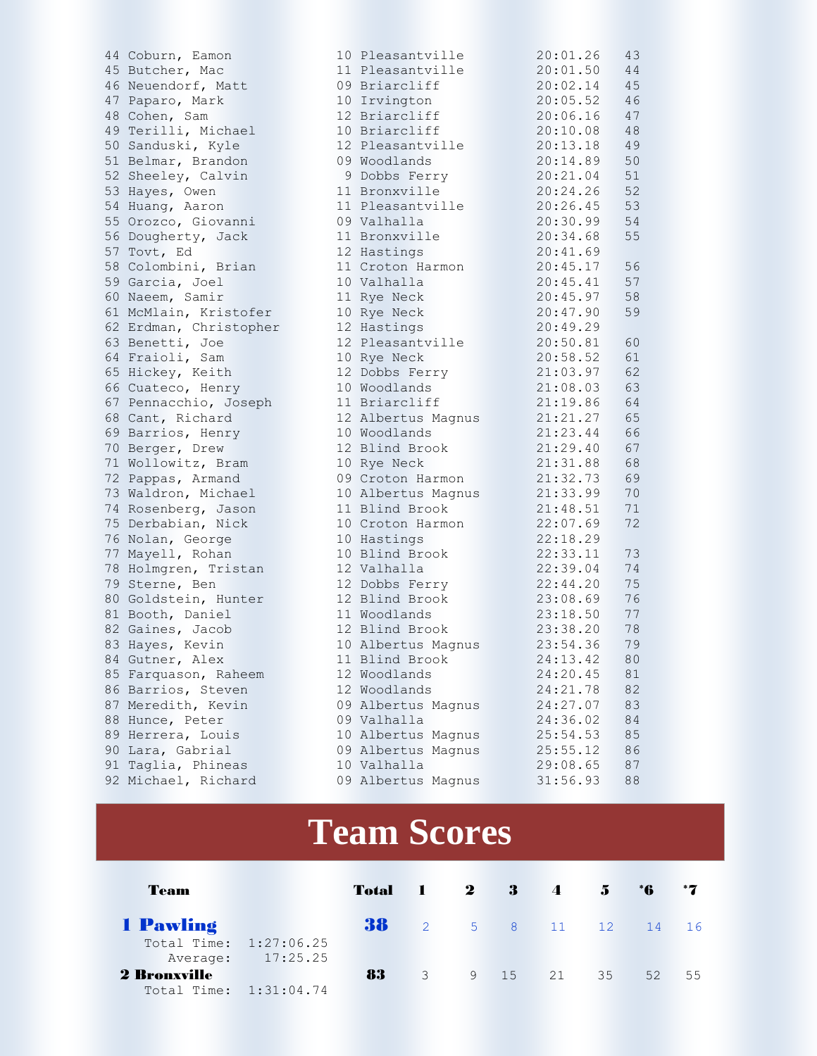| | | | | | |
|---|---|---|---|---|---|
| 44 | Coburn, Eamon | 10 | Pleasantville | 20:01.26 | 43 |
| 45 | Butcher, Mac | 11 | Pleasantville | 20:01.50 | 44 |
| 46 | Neuendorf, Matt | 09 | Briarcliff | 20:02.14 | 45 |
| 47 | Paparo, Mark | 10 | Irvington | 20:05.52 | 46 |
| 48 | Cohen, Sam | 12 | Briarcliff | 20:06.16 | 47 |
| 49 | Terilli, Michael | 10 | Briarcliff | 20:10.08 | 48 |
| 50 | Sanduski, Kyle | 12 | Pleasantville | 20:13.18 | 49 |
| 51 | Belmar, Brandon | 09 | Woodlands | 20:14.89 | 50 |
| 52 | Sheeley, Calvin | 9 | Dobbs Ferry | 20:21.04 | 51 |
| 53 | Hayes, Owen | 11 | Bronxville | 20:24.26 | 52 |
| 54 | Huang, Aaron | 11 | Pleasantville | 20:26.45 | 53 |
| 55 | Orozco, Giovanni | 09 | Valhalla | 20:30.99 | 54 |
| 56 | Dougherty, Jack | 11 | Bronxville | 20:34.68 | 55 |
| 57 | Tovt, Ed | 12 | Hastings | 20:41.69 | |
| 58 | Colombini, Brian | 11 | Croton Harmon | 20:45.17 | 56 |
| 59 | Garcia, Joel | 10 | Valhalla | 20:45.41 | 57 |
| 60 | Naeem, Samir | 11 | Rye Neck | 20:45.97 | 58 |
| 61 | McMlain, Kristofer | 10 | Rye Neck | 20:47.90 | 59 |
| 62 | Erdman, Christopher | 12 | Hastings | 20:49.29 | |
| 63 | Benetti, Joe | 12 | Pleasantville | 20:50.81 | 60 |
| 64 | Fraioli, Sam | 10 | Rye Neck | 20:58.52 | 61 |
| 65 | Hickey, Keith | 12 | Dobbs Ferry | 21:03.97 | 62 |
| 66 | Cuateco, Henry | 10 | Woodlands | 21:08.03 | 63 |
| 67 | Pennacchio, Joseph | 11 | Briarcliff | 21:19.86 | 64 |
| 68 | Cant, Richard | 12 | Albertus Magnus | 21:21.27 | 65 |
| 69 | Barrios, Henry | 10 | Woodlands | 21:23.44 | 66 |
| 70 | Berger, Drew | 12 | Blind Brook | 21:29.40 | 67 |
| 71 | Wollowitz, Bram | 10 | Rye Neck | 21:31.88 | 68 |
| 72 | Pappas, Armand | 09 | Croton Harmon | 21:32.73 | 69 |
| 73 | Waldron, Michael | 10 | Albertus Magnus | 21:33.99 | 70 |
| 74 | Rosenberg, Jason | 11 | Blind Brook | 21:48.51 | 71 |
| 75 | Derbabian, Nick | 10 | Croton Harmon | 22:07.69 | 72 |
| 76 | Nolan, George | 10 | Hastings | 22:18.29 | |
| 77 | Mayell, Rohan | 10 | Blind Brook | 22:33.11 | 73 |
| 78 | Holmgren, Tristan | 12 | Valhalla | 22:39.04 | 74 |
| 79 | Sterne, Ben | 12 | Dobbs Ferry | 22:44.20 | 75 |
| 80 | Goldstein, Hunter | 12 | Blind Brook | 23:08.69 | 76 |
| 81 | Booth, Daniel | 11 | Woodlands | 23:18.50 | 77 |
| 82 | Gaines, Jacob | 12 | Blind Brook | 23:38.20 | 78 |
| 83 | Hayes, Kevin | 10 | Albertus Magnus | 23:54.36 | 79 |
| 84 | Gutner, Alex | 11 | Blind Brook | 24:13.42 | 80 |
| 85 | Farquason, Raheem | 12 | Woodlands | 24:20.45 | 81 |
| 86 | Barrios, Steven | 12 | Woodlands | 24:21.78 | 82 |
| 87 | Meredith, Kevin | 09 | Albertus Magnus | 24:27.07 | 83 |
| 88 | Hunce, Peter | 09 | Valhalla | 24:36.02 | 84 |
| 89 | Herrera, Louis | 10 | Albertus Magnus | 25:54.53 | 85 |
| 90 | Lara, Gabrial | 09 | Albertus Magnus | 25:55.12 | 86 |
| 91 | Taglia, Phineas | 10 | Valhalla | 29:08.65 | 87 |
| 92 | Michael, Richard | 09 | Albertus Magnus | 31:56.93 | 88 |

# Team Scores

| Team | Total | 1 | 2 | 3 | 4 | 5 | *6 | *7 |
|---|---|---|---|---|---|---|---|---|
| **1 Pawling** | **38** | 2 | 5 | 8 | 11 | 12 | 14 | 16 |
| Total Time: 1:27:06.25 | | | | | | | | |
| Average: 17:25.25 | | | | | | | | |
| **2 Bronxville** | **83** | 3 | 9 | 15 | 21 | 35 | 52 | 55 |
| Total Time: 1:31:04.74 | | | | | | | | |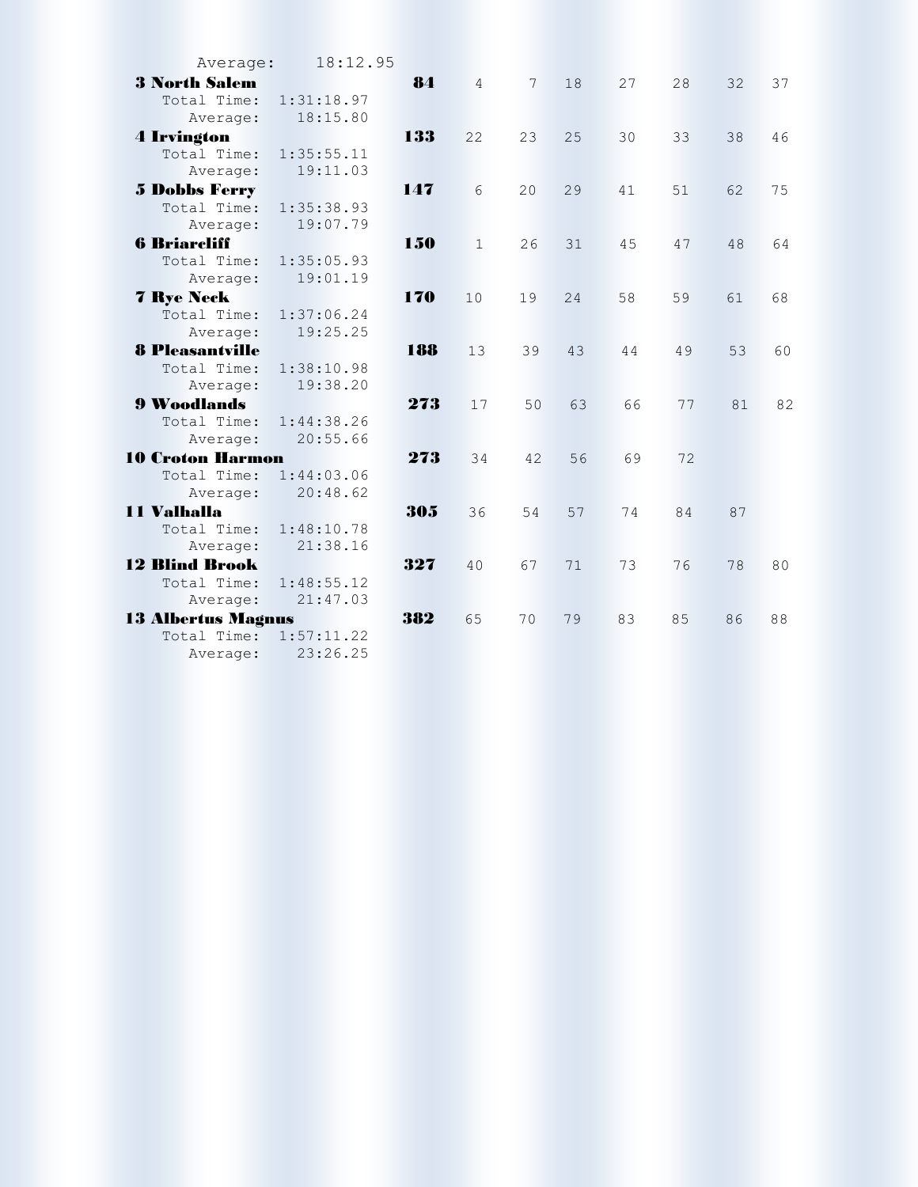Average: 18:12.95

| | | | | | | | | |
|---|---|---|---|---|---|---|---|---|
| **3 North Salem** | **84** | 4 | 7 | 18 | 27 | 28 | 32 | 37 |
| Total Time: 1:31:18.97 | | | | | | | | |
| Average: 18:15.80 | | | | | | | | |
| **4 Irvington** | **133** | 22 | 23 | 25 | 30 | 33 | 38 | 46 |
| Total Time: 1:35:55.11 | | | | | | | | |
| Average: 19:11.03 | | | | | | | | |
| **5 Dobbs Ferry** | **147** | 6 | 20 | 29 | 41 | 51 | 62 | 75 |
| Total Time: 1:35:38.93 | | | | | | | | |
| Average: 19:07.79 | | | | | | | | |
| **6 Briarcliff** | **150** | 1 | 26 | 31 | 45 | 47 | 48 | 64 |
| Total Time: 1:35:05.93 | | | | | | | | |
| Average: 19:01.19 | | | | | | | | |
| **7 Rye Neck** | **170** | 10 | 19 | 24 | 58 | 59 | 61 | 68 |
| Total Time: 1:37:06.24 | | | | | | | | |
| Average: 19:25.25 | | | | | | | | |
| **8 Pleasantville** | **188** | 13 | 39 | 43 | 44 | 49 | 53 | 60 |
| Total Time: 1:38:10.98 | | | | | | | | |
| Average: 19:38.20 | | | | | | | | |
| **9 Woodlands** | **273** | 17 | 50 | 63 | 66 | 77 | 81 | 82 |
| Total Time: 1:44:38.26 | | | | | | | | |
| Average: 20:55.66 | | | | | | | | |
| **10 Croton Harmon** | **273** | 34 | 42 | 56 | 69 | 72 | | |
| Total Time: 1:44:03.06 | | | | | | | | |
| Average: 20:48.62 | | | | | | | | |
| **11 Valhalla** | **305** | 36 | 54 | 57 | 74 | 84 | 87 | |
| Total Time: 1:48:10.78 | | | | | | | | |
| Average: 21:38.16 | | | | | | | | |
| **12 Blind Brook** | **327** | 40 | 67 | 71 | 73 | 76 | 78 | 80 |
| Total Time: 1:48:55.12 | | | | | | | | |
| Average: 21:47.03 | | | | | | | | |
| **13 Albertus Magnus** | **382** | 65 | 70 | 79 | 83 | 85 | 86 | 88 |
| Total Time: 1:57:11.22 | | | | | | | | |
| Average: 23:26.25 | | | | | | | | |